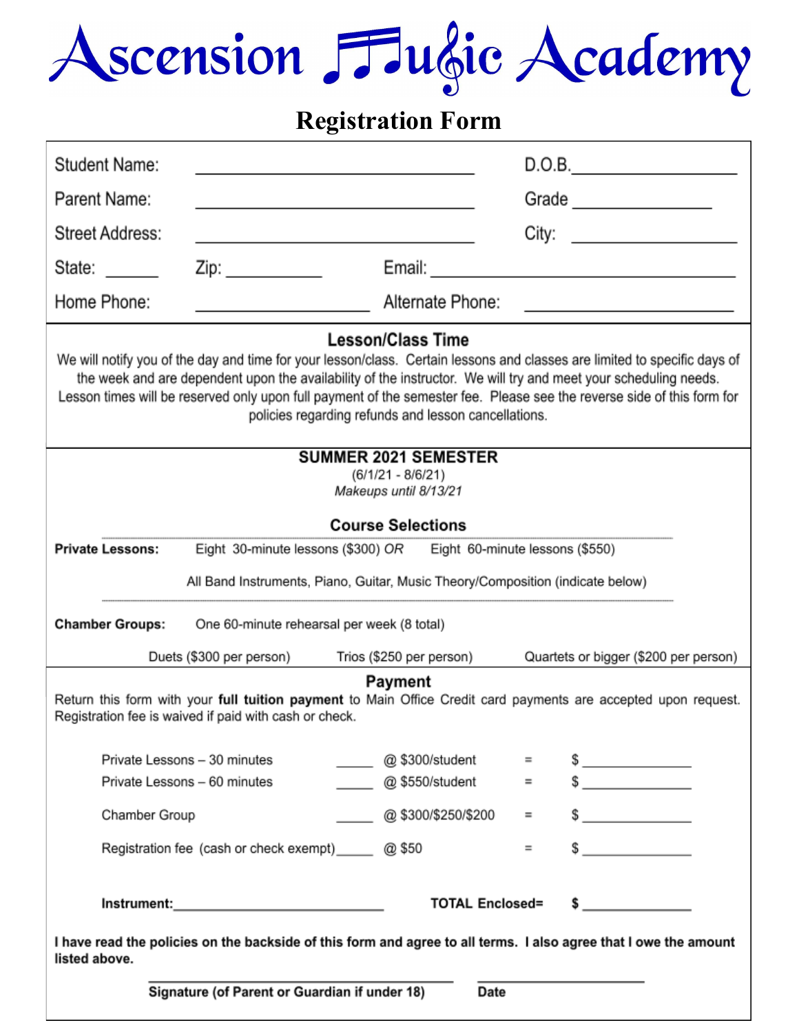# Ascension Music Academy

## Registration Form

Student Name: ______________________________ D.O.B.________________

Parent Name: ______________________________ Grade ______________

Street Address: ______________________________ City: ________________

State: ______ Zip: __________ Email: ________________________________

Home Phone: __________________ Alternate Phone: ____________________

### Lesson/Class Time

We will notify you of the day and time for your lesson/class. Certain lessons and classes are limited to specific days of the week and are dependent upon the availability of the instructor. We will try and meet your scheduling needs. Lesson times will be reserved only upon full payment of the semester fee. Please see the reverse side of this form for policies regarding refunds and lesson cancellations.

### SUMMER 2021 SEMESTER

(6/1/21 - 8/6/21)

*Makeups until 8/13/21*

### Course Selections

**Private Lessons:** Eight 30-minute lessons ($300) *OR* Eight 60-minute lessons ($550)

All Band Instruments, Piano, Guitar, Music Theory/Composition (indicate below)

**Chamber Groups:** One 60-minute rehearsal per week (8 total)

Duets ($300 per person) Trios ($250 per person) Quartets or bigger ($200 per person)

### Payment

Return this form with your **full tuition payment** to Main Office Credit card payments are accepted upon request. Registration fee is waived if paid with cash or check.

| | | | | |
|---|---|---|---|---|
| Private Lessons – 30 minutes | _____ | @ $300/student | = | $ ______________ |
| Private Lessons – 60 minutes | _____ | @ $550/student | = | $ ______________ |
| Chamber Group | _____ | @ $300/$250/$200 | = | $ ______________ |
| Registration fee (cash or check exempt) | _____ | @ $50 | = | $ ______________ |

**Instrument:**___________________________ **TOTAL Enclosed=** **$** ______________

**I have read the policies on the backside of this form and agree to all terms. I also agree that I owe the amount listed above.**

________________________________________ ______________________

**Signature (of Parent or Guardian if under 18)** **Date**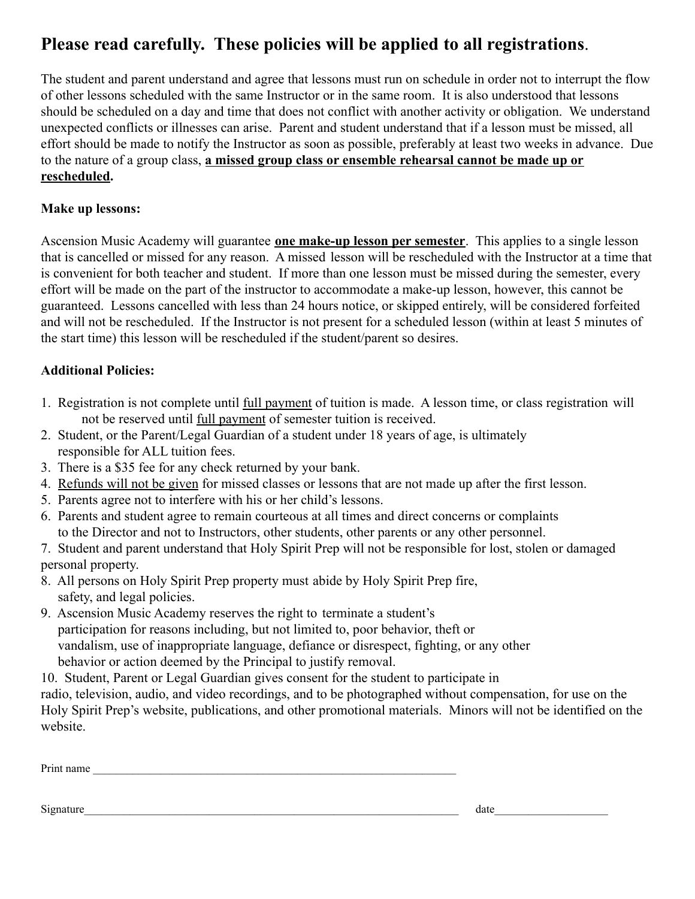## **Please read carefully. These policies will be applied to all registrations**.

The student and parent understand and agree that lessons must run on schedule in order not to interrupt the flow of other lessons scheduled with the same Instructor or in the same room. It is also understood that lessons should be scheduled on a day and time that does not conflict with another activity or obligation. We understand unexpected conflicts or illnesses can arise. Parent and student understand that if a lesson must be missed, all effort should be made to notify the Instructor as soon as possible, preferably at least two weeks in advance. Due to the nature of a group class, <u>**a missed group class or ensemble rehearsal cannot be made up or rescheduled**</u>**.**

**Make up lessons:**

Ascension Music Academy will guarantee <u>**one make-up lesson per semester**</u>. This applies to a single lesson that is cancelled or missed for any reason. A missed lesson will be rescheduled with the Instructor at a time that is convenient for both teacher and student. If more than one lesson must be missed during the semester, every effort will be made on the part of the instructor to accommodate a make-up lesson, however, this cannot be guaranteed. Lessons cancelled with less than 24 hours notice, or skipped entirely, will be considered forfeited and will not be rescheduled. If the Instructor is not present for a scheduled lesson (within at least 5 minutes of the start time) this lesson will be rescheduled if the student/parent so desires.

**Additional Policies:**

1. Registration is not complete until <u>full payment</u> of tuition is made. A lesson time, or class registration will not be reserved until <u>full payment</u> of semester tuition is received.
2. Student, or the Parent/Legal Guardian of a student under 18 years of age, is ultimately responsible for ALL tuition fees.
3. There is a $35 fee for any check returned by your bank.
4. <u>Refunds will not be given</u> for missed classes or lessons that are not made up after the first lesson.
5. Parents agree not to interfere with his or her child's lessons.
6. Parents and student agree to remain courteous at all times and direct concerns or complaints to the Director and not to Instructors, other students, other parents or any other personnel.
7. Student and parent understand that Holy Spirit Prep will not be responsible for lost, stolen or damaged personal property.
8. All persons on Holy Spirit Prep property must abide by Holy Spirit Prep fire, safety, and legal policies.
9. Ascension Music Academy reserves the right to terminate a student's participation for reasons including, but not limited to, poor behavior, theft or vandalism, use of inappropriate language, defiance or disrespect, fighting, or any other behavior or action deemed by the Principal to justify removal.
10. Student, Parent or Legal Guardian gives consent for the student to participate in radio, television, audio, and video recordings, and to be photographed without compensation, for use on the Holy Spirit Prep's website, publications, and other promotional materials. Minors will not be identified on the website.

Print name ______________________________________________________________

Signature_________________________________________________________________ date____________________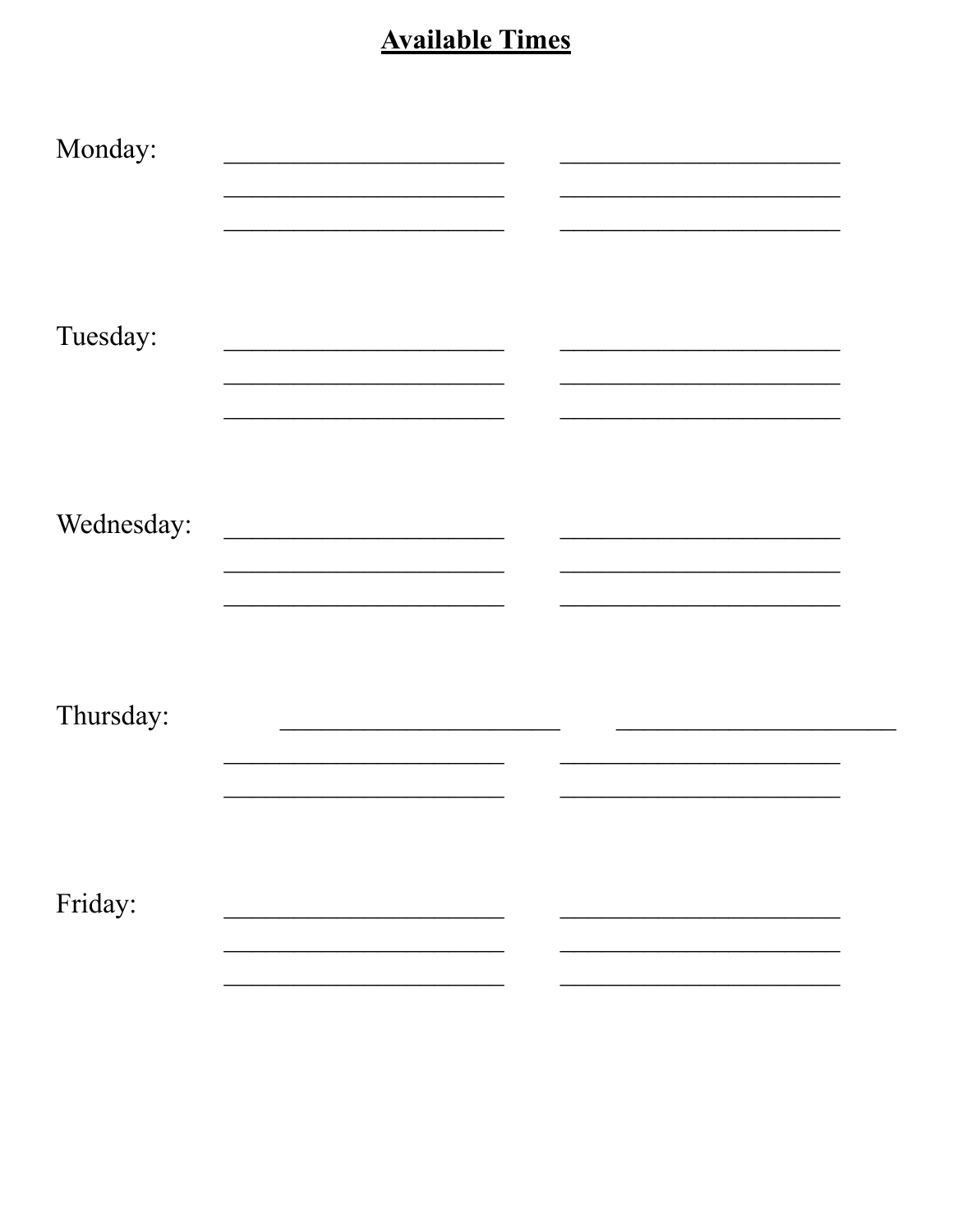**Available Times**

Monday: \_\_\_\_\_\_\_\_\_\_\_\_\_\_\_\_\_\_\_\_\_\_ \_\_\_\_\_\_\_\_\_\_\_\_\_\_\_\_\_\_\_\_\_\_

\_\_\_\_\_\_\_\_\_\_\_\_\_\_\_\_\_\_\_\_\_\_ \_\_\_\_\_\_\_\_\_\_\_\_\_\_\_\_\_\_\_\_\_\_

\_\_\_\_\_\_\_\_\_\_\_\_\_\_\_\_\_\_\_\_\_\_ \_\_\_\_\_\_\_\_\_\_\_\_\_\_\_\_\_\_\_\_\_\_

Tuesday: \_\_\_\_\_\_\_\_\_\_\_\_\_\_\_\_\_\_\_\_\_\_ \_\_\_\_\_\_\_\_\_\_\_\_\_\_\_\_\_\_\_\_\_\_

\_\_\_\_\_\_\_\_\_\_\_\_\_\_\_\_\_\_\_\_\_\_ \_\_\_\_\_\_\_\_\_\_\_\_\_\_\_\_\_\_\_\_\_\_

\_\_\_\_\_\_\_\_\_\_\_\_\_\_\_\_\_\_\_\_\_\_ \_\_\_\_\_\_\_\_\_\_\_\_\_\_\_\_\_\_\_\_\_\_

Wednesday: \_\_\_\_\_\_\_\_\_\_\_\_\_\_\_\_\_\_\_\_\_\_ \_\_\_\_\_\_\_\_\_\_\_\_\_\_\_\_\_\_\_\_\_\_

\_\_\_\_\_\_\_\_\_\_\_\_\_\_\_\_\_\_\_\_\_\_ \_\_\_\_\_\_\_\_\_\_\_\_\_\_\_\_\_\_\_\_\_\_

\_\_\_\_\_\_\_\_\_\_\_\_\_\_\_\_\_\_\_\_\_\_ \_\_\_\_\_\_\_\_\_\_\_\_\_\_\_\_\_\_\_\_\_\_

Thursday: \_\_\_\_\_\_\_\_\_\_\_\_\_\_\_\_\_\_\_\_\_\_ \_\_\_\_\_\_\_\_\_\_\_\_\_\_\_\_\_\_\_\_\_\_

\_\_\_\_\_\_\_\_\_\_\_\_\_\_\_\_\_\_\_\_\_\_ \_\_\_\_\_\_\_\_\_\_\_\_\_\_\_\_\_\_\_\_\_\_

\_\_\_\_\_\_\_\_\_\_\_\_\_\_\_\_\_\_\_\_\_\_ \_\_\_\_\_\_\_\_\_\_\_\_\_\_\_\_\_\_\_\_\_\_

Friday: \_\_\_\_\_\_\_\_\_\_\_\_\_\_\_\_\_\_\_\_\_\_ \_\_\_\_\_\_\_\_\_\_\_\_\_\_\_\_\_\_\_\_\_\_

\_\_\_\_\_\_\_\_\_\_\_\_\_\_\_\_\_\_\_\_\_\_ \_\_\_\_\_\_\_\_\_\_\_\_\_\_\_\_\_\_\_\_\_\_

\_\_\_\_\_\_\_\_\_\_\_\_\_\_\_\_\_\_\_\_\_\_ \_\_\_\_\_\_\_\_\_\_\_\_\_\_\_\_\_\_\_\_\_\_